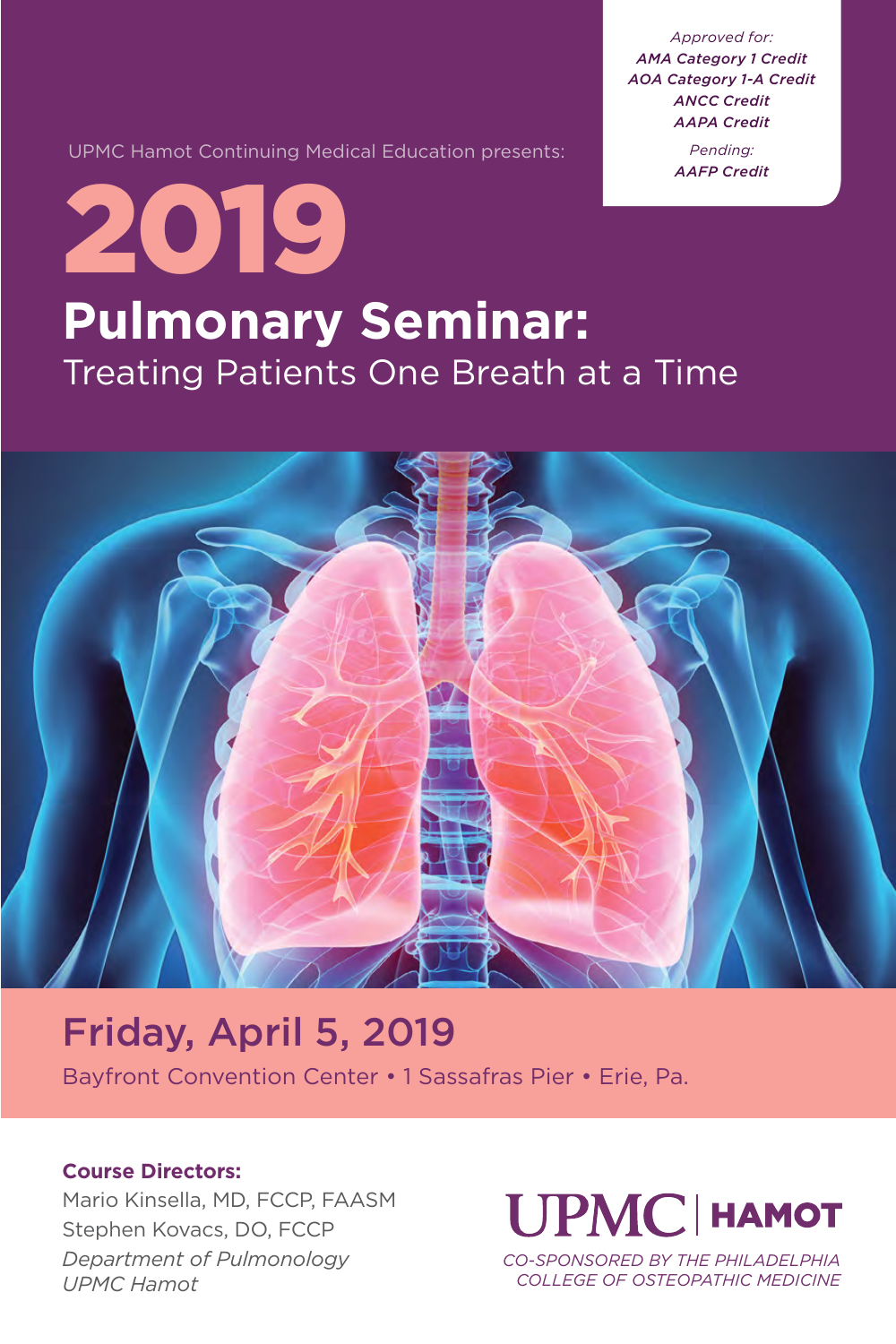*Approved for:*
***AMA Category 1 Credit***
***AOA Category 1-A Credit***
***ANCC Credit***
***AAPA Credit***

*Pending:*
***AAFP Credit***

UPMC Hamot Continuing Medical Education presents:

# 2019

# Pulmonary Seminar:

## Treating Patients One Breath at a Time

## Friday, April 5, 2019

Bayfront Convention Center • 1 Sassafras Pier • Erie, Pa.

**Course Directors:**

Mario Kinsella, MD, FCCP, FAASM

Stephen Kovacs, DO, FCCP

*Department of Pulmonology*

*UPMC Hamot*

UPMC | HAMOT

*CO-SPONSORED BY THE PHILADELPHIA COLLEGE OF OSTEOPATHIC MEDICINE*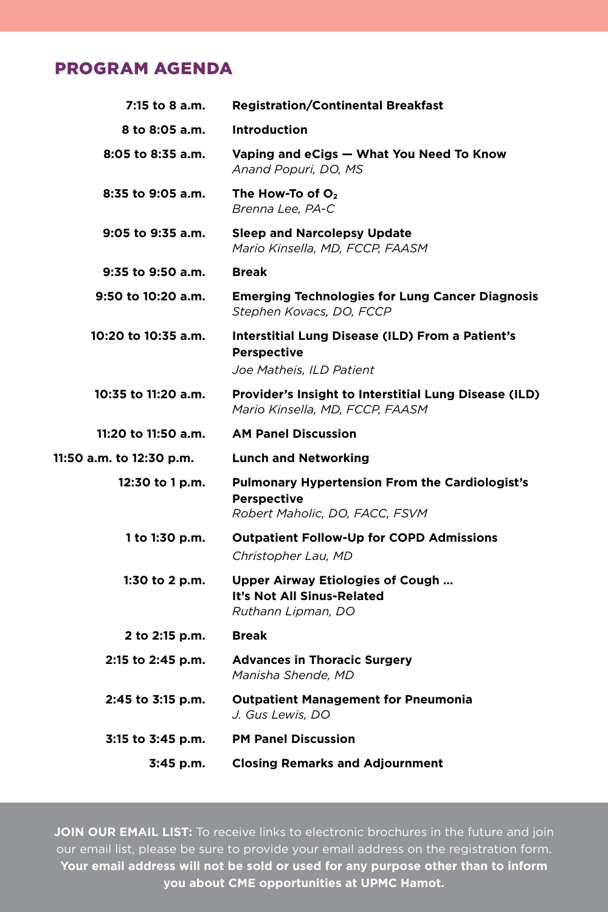## PROGRAM AGENDA

| | |
|---|---|
| **7:15 to 8 a.m.** | **Registration/Continental Breakfast** |
| **8 to 8:05 a.m.** | **Introduction** |
| **8:05 to 8:35 a.m.** | **Vaping and eCigs — What You Need To Know**<br>*Anand Popuri, DO, MS* |
| **8:35 to 9:05 a.m.** | **The How-To of $O_2$**<br>*Brenna Lee, PA-C* |
| **9:05 to 9:35 a.m.** | **Sleep and Narcolepsy Update**<br>*Mario Kinsella, MD, FCCP, FAASM* |
| **9:35 to 9:50 a.m.** | **Break** |
| **9:50 to 10:20 a.m.** | **Emerging Technologies for Lung Cancer Diagnosis**<br>*Stephen Kovacs, DO, FCCP* |
| **10:20 to 10:35 a.m.** | **Interstitial Lung Disease (ILD) From a Patient's Perspective**<br>*Joe Matheis, ILD Patient* |
| **10:35 to 11:20 a.m.** | **Provider's Insight to Interstitial Lung Disease (ILD)**<br>*Mario Kinsella, MD, FCCP, FAASM* |
| **11:20 to 11:50 a.m.** | **AM Panel Discussion** |
| **11:50 a.m. to 12:30 p.m.** | **Lunch and Networking** |
| **12:30 to 1 p.m.** | **Pulmonary Hypertension From the Cardiologist's Perspective**<br>*Robert Maholic, DO, FACC, FSVM* |
| **1 to 1:30 p.m.** | **Outpatient Follow-Up for COPD Admissions**<br>*Christopher Lau, MD* |
| **1:30 to 2 p.m.** | **Upper Airway Etiologies of Cough … It's Not All Sinus-Related**<br>*Ruthann Lipman, DO* |
| **2 to 2:15 p.m.** | **Break** |
| **2:15 to 2:45 p.m.** | **Advances in Thoracic Surgery**<br>*Manisha Shende, MD* |
| **2:45 to 3:15 p.m.** | **Outpatient Management for Pneumonia**<br>*J. Gus Lewis, DO* |
| **3:15 to 3:45 p.m.** | **PM Panel Discussion** |
| **3:45 p.m.** | **Closing Remarks and Adjournment** |

**JOIN OUR EMAIL LIST:** To receive links to electronic brochures in the future and join our email list, please be sure to provide your email address on the registration form. **Your email address will not be sold or used for any purpose other than to inform you about CME opportunities at UPMC Hamot.**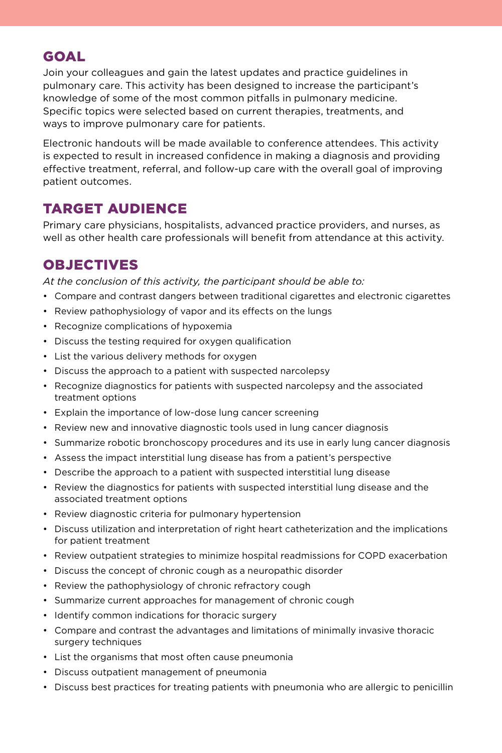## GOAL

Join your colleagues and gain the latest updates and practice guidelines in pulmonary care. This activity has been designed to increase the participant's knowledge of some of the most common pitfalls in pulmonary medicine. Specific topics were selected based on current therapies, treatments, and ways to improve pulmonary care for patients.

Electronic handouts will be made available to conference attendees. This activity is expected to result in increased confidence in making a diagnosis and providing effective treatment, referral, and follow-up care with the overall goal of improving patient outcomes.

## TARGET AUDIENCE

Primary care physicians, hospitalists, advanced practice providers, and nurses, as well as other health care professionals will benefit from attendance at this activity.

## OBJECTIVES

*At the conclusion of this activity, the participant should be able to:*

- Compare and contrast dangers between traditional cigarettes and electronic cigarettes
- Review pathophysiology of vapor and its effects on the lungs
- Recognize complications of hypoxemia
- Discuss the testing required for oxygen qualification
- List the various delivery methods for oxygen
- Discuss the approach to a patient with suspected narcolepsy
- Recognize diagnostics for patients with suspected narcolepsy and the associated treatment options
- Explain the importance of low-dose lung cancer screening
- Review new and innovative diagnostic tools used in lung cancer diagnosis
- Summarize robotic bronchoscopy procedures and its use in early lung cancer diagnosis
- Assess the impact interstitial lung disease has from a patient's perspective
- Describe the approach to a patient with suspected interstitial lung disease
- Review the diagnostics for patients with suspected interstitial lung disease and the associated treatment options
- Review diagnostic criteria for pulmonary hypertension
- Discuss utilization and interpretation of right heart catheterization and the implications for patient treatment
- Review outpatient strategies to minimize hospital readmissions for COPD exacerbation
- Discuss the concept of chronic cough as a neuropathic disorder
- Review the pathophysiology of chronic refractory cough
- Summarize current approaches for management of chronic cough
- Identify common indications for thoracic surgery
- Compare and contrast the advantages and limitations of minimally invasive thoracic surgery techniques
- List the organisms that most often cause pneumonia
- Discuss outpatient management of pneumonia
- Discuss best practices for treating patients with pneumonia who are allergic to penicillin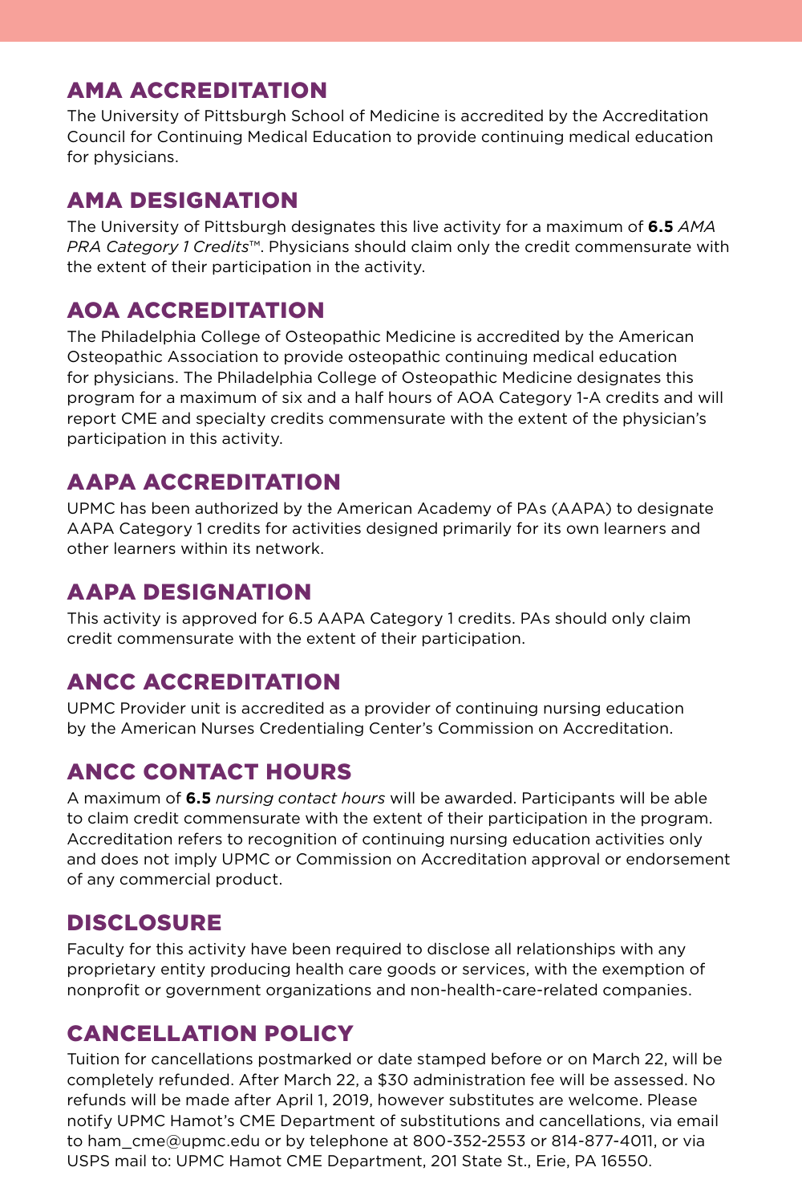## AMA ACCREDITATION

The University of Pittsburgh School of Medicine is accredited by the Accreditation Council for Continuing Medical Education to provide continuing medical education for physicians.

## AMA DESIGNATION

The University of Pittsburgh designates this live activity for a maximum of **6.5** *AMA PRA Category 1 Credits*™. Physicians should claim only the credit commensurate with the extent of their participation in the activity.

## AOA ACCREDITATION

The Philadelphia College of Osteopathic Medicine is accredited by the American Osteopathic Association to provide osteopathic continuing medical education for physicians. The Philadelphia College of Osteopathic Medicine designates this program for a maximum of six and a half hours of AOA Category 1-A credits and will report CME and specialty credits commensurate with the extent of the physician's participation in this activity.

## AAPA ACCREDITATION

UPMC has been authorized by the American Academy of PAs (AAPA) to designate AAPA Category 1 credits for activities designed primarily for its own learners and other learners within its network.

## AAPA DESIGNATION

This activity is approved for 6.5 AAPA Category 1 credits. PAs should only claim credit commensurate with the extent of their participation.

## ANCC ACCREDITATION

UPMC Provider unit is accredited as a provider of continuing nursing education by the American Nurses Credentialing Center's Commission on Accreditation.

## ANCC CONTACT HOURS

A maximum of **6.5** *nursing contact hours* will be awarded. Participants will be able to claim credit commensurate with the extent of their participation in the program. Accreditation refers to recognition of continuing nursing education activities only and does not imply UPMC or Commission on Accreditation approval or endorsement of any commercial product.

## DISCLOSURE

Faculty for this activity have been required to disclose all relationships with any proprietary entity producing health care goods or services, with the exemption of nonprofit or government organizations and non-health-care-related companies.

## CANCELLATION POLICY

Tuition for cancellations postmarked or date stamped before or on March 22, will be completely refunded. After March 22, a $30 administration fee will be assessed. No refunds will be made after April 1, 2019, however substitutes are welcome. Please notify UPMC Hamot's CME Department of substitutions and cancellations, via email to ham_cme@upmc.edu or by telephone at 800-352-2553 or 814-877-4011, or via USPS mail to: UPMC Hamot CME Department, 201 State St., Erie, PA 16550.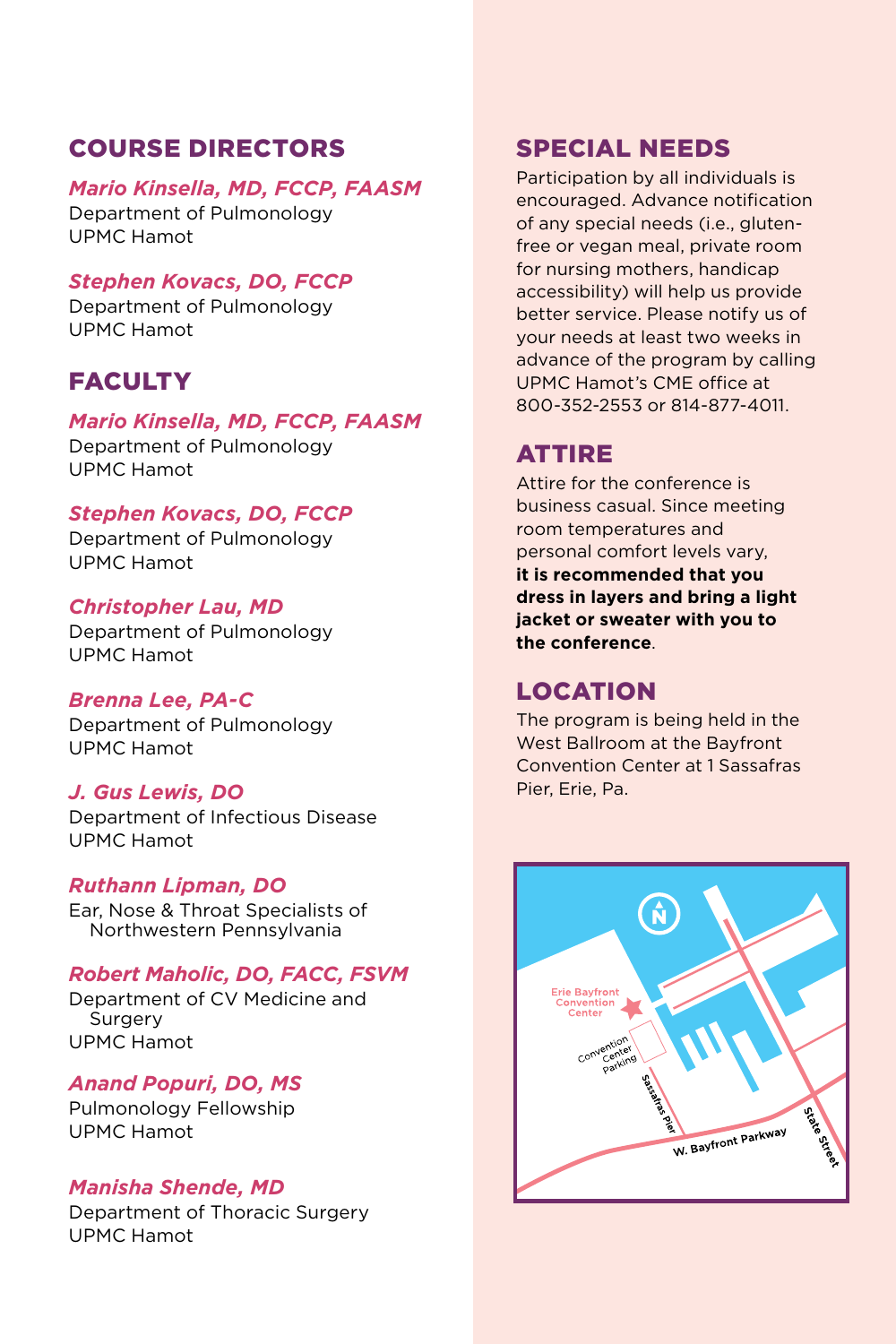## COURSE DIRECTORS

*Mario Kinsella, MD, FCCP, FAASM*
Department of Pulmonology
UPMC Hamot

*Stephen Kovacs, DO, FCCP*
Department of Pulmonology
UPMC Hamot

## FACULTY

*Mario Kinsella, MD, FCCP, FAASM*
Department of Pulmonology
UPMC Hamot

*Stephen Kovacs, DO, FCCP*
Department of Pulmonology
UPMC Hamot

*Christopher Lau, MD*
Department of Pulmonology
UPMC Hamot

*Brenna Lee, PA-C*
Department of Pulmonology
UPMC Hamot

*J. Gus Lewis, DO*
Department of Infectious Disease
UPMC Hamot

*Ruthann Lipman, DO*
Ear, Nose & Throat Specialists of Northwestern Pennsylvania

*Robert Maholic, DO, FACC, FSVM*
Department of CV Medicine and Surgery
UPMC Hamot

*Anand Popuri, DO, MS*
Pulmonology Fellowship
UPMC Hamot

*Manisha Shende, MD*
Department of Thoracic Surgery
UPMC Hamot

## SPECIAL NEEDS

Participation by all individuals is encouraged. Advance notification of any special needs (i.e., gluten-free or vegan meal, private room for nursing mothers, handicap accessibility) will help us provide better service. Please notify us of your needs at least two weeks in advance of the program by calling UPMC Hamot's CME office at 800-352-2553 or 814-877-4011.

## ATTIRE

Attire for the conference is business casual. Since meeting room temperatures and personal comfort levels vary, **it is recommended that you dress in layers and bring a light jacket or sweater with you to the conference**.

## LOCATION

The program is being held in the West Ballroom at the Bayfront Convention Center at 1 Sassafras Pier, Erie, Pa.

Erie Bayfront Convention Center
Convention Center Parking
Sassafras Pier
W. Bayfront Parkway
State Street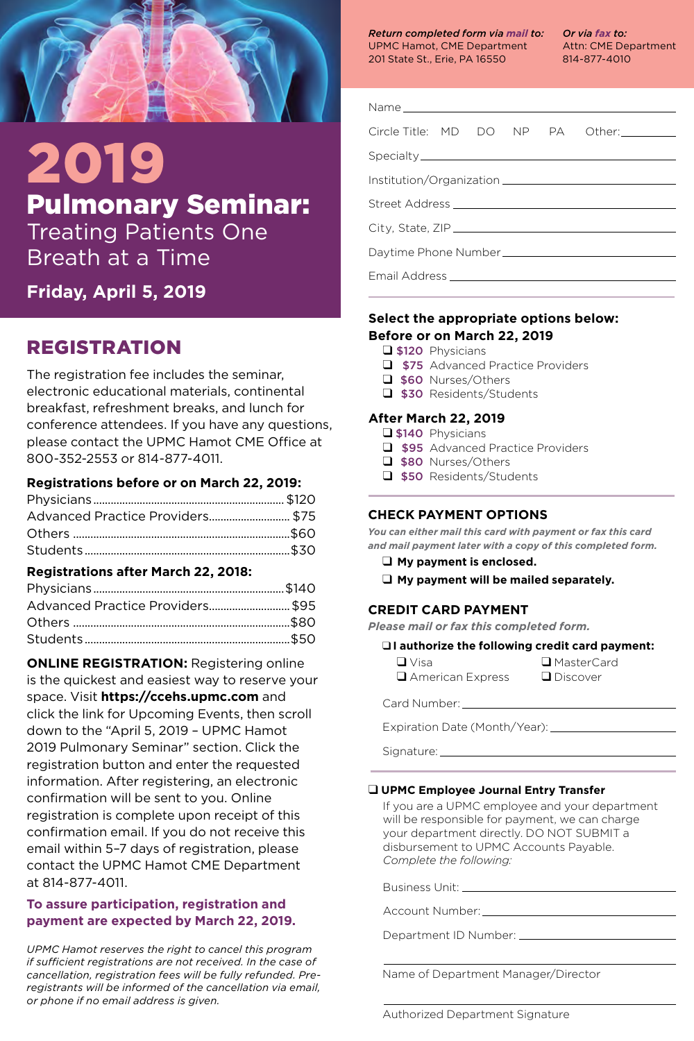# 2019

# Pulmonary Seminar:

## Treating Patients One Breath at a Time

**Friday, April 5, 2019**

## REGISTRATION

The registration fee includes the seminar, electronic educational materials, continental breakfast, refreshment breaks, and lunch for conference attendees. If you have any questions, please contact the UPMC Hamot CME Office at 800-352-2553 or 814-877-4011.

**Registrations before or on March 22, 2019:**

Physicians ........ $120
Advanced Practice Providers ........ $75
Others ........ $60
Students ........ $30

**Registrations after March 22, 2018:**

Physicians ........ $140
Advanced Practice Providers ........ $95
Others ........ $80
Students ........ $50

**ONLINE REGISTRATION:** Registering online is the quickest and easiest way to reserve your space. Visit **https://ccehs.upmc.com** and click the link for Upcoming Events, then scroll down to the "April 5, 2019 – UPMC Hamot 2019 Pulmonary Seminar" section. Click the registration button and enter the requested information. After registering, an electronic confirmation will be sent to you. Online registration is complete upon receipt of this confirmation email. If you do not receive this email within 5–7 days of registration, please contact the UPMC Hamot CME Department at 814-877-4011.

**To assure participation, registration and payment are expected by March 22, 2019.**

*UPMC Hamot reserves the right to cancel this program if sufficient registrations are not received. In the case of cancellation, registration fees will be fully refunded. Pre-registrants will be informed of the cancellation via email, or phone if no email address is given.*

***Return completed form via mail to:***
UPMC Hamot, CME Department
201 State St., Erie, PA 16550

***Or via fax to:***
Attn: CME Department
814-877-4010

Name \_\_\_\_\_\_\_\_\_\_

Circle Title: MD DO NP PA Other: \_\_\_\_\_\_\_\_\_\_

Specialty \_\_\_\_\_\_\_\_\_\_

Institution/Organization \_\_\_\_\_\_\_\_\_\_

Street Address \_\_\_\_\_\_\_\_\_\_

City, State, ZIP \_\_\_\_\_\_\_\_\_\_

Daytime Phone Number \_\_\_\_\_\_\_\_\_\_

Email Address \_\_\_\_\_\_\_\_\_\_

### Select the appropriate options below:

**Before or on March 22, 2019**

- ❑ $120 Physicians
- ❑ $75 Advanced Practice Providers
- ❑ $60 Nurses/Others
- ❑ $30 Residents/Students

**After March 22, 2019**

- ❑ $140 Physicians
- ❑ $95 Advanced Practice Providers
- ❑ $80 Nurses/Others
- ❑ $50 Residents/Students

### CHECK PAYMENT OPTIONS

***You can either mail this card with payment or fax this card and mail payment later with a copy of this completed form.***

- ❑ **My payment is enclosed.**
- ❑ **My payment will be mailed separately.**

### CREDIT CARD PAYMENT

***Please mail or fax this completed form.***

❑ **I authorize the following credit card payment:**

- ❑ Visa
- ❑ MasterCard
- ❑ American Express
- ❑ Discover

Card Number: \_\_\_\_\_\_\_\_\_\_

Expiration Date (Month/Year): \_\_\_\_\_\_\_\_\_\_

Signature: \_\_\_\_\_\_\_\_\_\_

❑ **UPMC Employee Journal Entry Transfer**

If you are a UPMC employee and your department will be responsible for payment, we can charge your department directly. DO NOT SUBMIT a disbursement to UPMC Accounts Payable. *Complete the following:*

Business Unit: \_\_\_\_\_\_\_\_\_\_

Account Number: \_\_\_\_\_\_\_\_\_\_

Department ID Number: \_\_\_\_\_\_\_\_\_\_

\_\_\_\_\_\_\_\_\_\_
Name of Department Manager/Director

\_\_\_\_\_\_\_\_\_\_
Authorized Department Signature